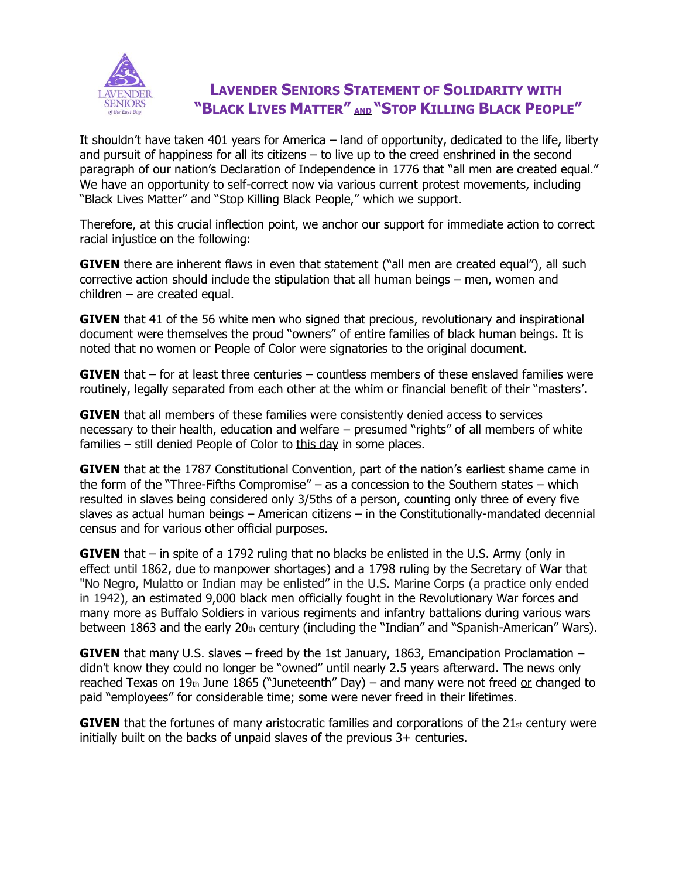# LAVENDER SENIORS STATEMENT OF SOLIDARITY WITH "BLACK LIVES MATTER" AND "STOP KILLING BLACK PEOPLE"

It shouldn't have taken 401 years for America – land of opportunity, dedicated to the life, liberty and pursuit of happiness for all its citizens – to live up to the creed enshrined in the second paragraph of our nation's Declaration of Independence in 1776 that "all men are created equal." We have an opportunity to self-correct now via various current protest movements, including "Black Lives Matter" and "Stop Killing Black People," which we support.

Therefore, at this crucial inflection point, we anchor our support for immediate action to correct racial injustice on the following:

**GIVEN** there are inherent flaws in even that statement ("all men are created equal"), all such corrective action should include the stipulation that all human beings – men, women and children – are created equal.

**GIVEN** that 41 of the 56 white men who signed that precious, revolutionary and inspirational document were themselves the proud "owners" of entire families of black human beings. It is noted that no women or People of Color were signatories to the original document.

**GIVEN** that – for at least three centuries – countless members of these enslaved families were routinely, legally separated from each other at the whim or financial benefit of their "masters'.

**GIVEN** that all members of these families were consistently denied access to services necessary to their health, education and welfare – presumed "rights" of all members of white families – still denied People of Color to this day in some places.

**GIVEN** that at the 1787 Constitutional Convention, part of the nation's earliest shame came in the form of the "Three-Fifths Compromise" – as a concession to the Southern states – which resulted in slaves being considered only 3/5ths of a person, counting only three of every five slaves as actual human beings – American citizens – in the Constitutionally-mandated decennial census and for various other official purposes.

**GIVEN** that – in spite of a 1792 ruling that no blacks be enlisted in the U.S. Army (only in effect until 1862, due to manpower shortages) and a 1798 ruling by the Secretary of War that "No Negro, Mulatto or Indian may be enlisted" in the U.S. Marine Corps (a practice only ended in 1942), an estimated 9,000 black men officially fought in the Revolutionary War forces and many more as Buffalo Soldiers in various regiments and infantry battalions during various wars between 1863 and the early 20th century (including the "Indian" and "Spanish-American" Wars).

**GIVEN** that many U.S. slaves – freed by the 1st January, 1863, Emancipation Proclamation – didn't know they could no longer be "owned" until nearly 2.5 years afterward. The news only reached Texas on 19th June 1865 ("Juneteenth" Day) – and many were not freed or changed to paid "employees" for considerable time; some were never freed in their lifetimes.

**GIVEN** that the fortunes of many aristocratic families and corporations of the 21st century were initially built on the backs of unpaid slaves of the previous 3+ centuries.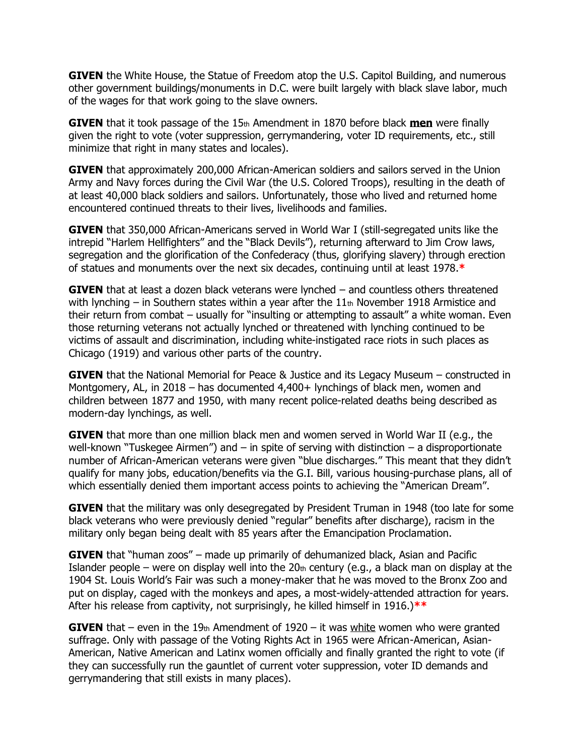**GIVEN** the White House, the Statue of Freedom atop the U.S. Capitol Building, and numerous other government buildings/monuments in D.C. were built largely with black slave labor, much of the wages for that work going to the slave owners.

**GIVEN** that it took passage of the 15th Amendment in 1870 before black **men** were finally given the right to vote (voter suppression, gerrymandering, voter ID requirements, etc., still minimize that right in many states and locales).

**GIVEN** that approximately 200,000 African-American soldiers and sailors served in the Union Army and Navy forces during the Civil War (the U.S. Colored Troops), resulting in the death of at least 40,000 black soldiers and sailors. Unfortunately, those who lived and returned home encountered continued threats to their lives, livelihoods and families.

**GIVEN** that 350,000 African-Americans served in World War I (still-segregated units like the intrepid "Harlem Hellfighters" and the "Black Devils"), returning afterward to Jim Crow laws, segregation and the glorification of the Confederacy (thus, glorifying slavery) through erection of statues and monuments over the next six decades, continuing until at least 1978.*

**GIVEN** that at least a dozen black veterans were lynched – and countless others threatened with lynching – in Southern states within a year after the 11th November 1918 Armistice and their return from combat – usually for "insulting or attempting to assault" a white woman. Even those returning veterans not actually lynched or threatened with lynching continued to be victims of assault and discrimination, including white-instigated race riots in such places as Chicago (1919) and various other parts of the country.

**GIVEN** that the National Memorial for Peace & Justice and its Legacy Museum – constructed in Montgomery, AL, in 2018 – has documented 4,400+ lynchings of black men, women and children between 1877 and 1950, with many recent police-related deaths being described as modern-day lynchings, as well.

**GIVEN** that more than one million black men and women served in World War II (e.g., the well-known "Tuskegee Airmen") and – in spite of serving with distinction – a disproportionate number of African-American veterans were given "blue discharges." This meant that they didn't qualify for many jobs, education/benefits via the G.I. Bill, various housing-purchase plans, all of which essentially denied them important access points to achieving the "American Dream".

**GIVEN** that the military was only desegregated by President Truman in 1948 (too late for some black veterans who were previously denied "regular" benefits after discharge), racism in the military only began being dealt with 85 years after the Emancipation Proclamation.

**GIVEN** that "human zoos" – made up primarily of dehumanized black, Asian and Pacific Islander people – were on display well into the 20th century (e.g., a black man on display at the 1904 St. Louis World's Fair was such a money-maker that he was moved to the Bronx Zoo and put on display, caged with the monkeys and apes, a most-widely-attended attraction for years. After his release from captivity, not surprisingly, he killed himself in 1916.)**

**GIVEN** that – even in the 19th Amendment of 1920 – it was white women who were granted suffrage. Only with passage of the Voting Rights Act in 1965 were African-American, Asian-American, Native American and Latinx women officially and finally granted the right to vote (if they can successfully run the gauntlet of current voter suppression, voter ID demands and gerrymandering that still exists in many places).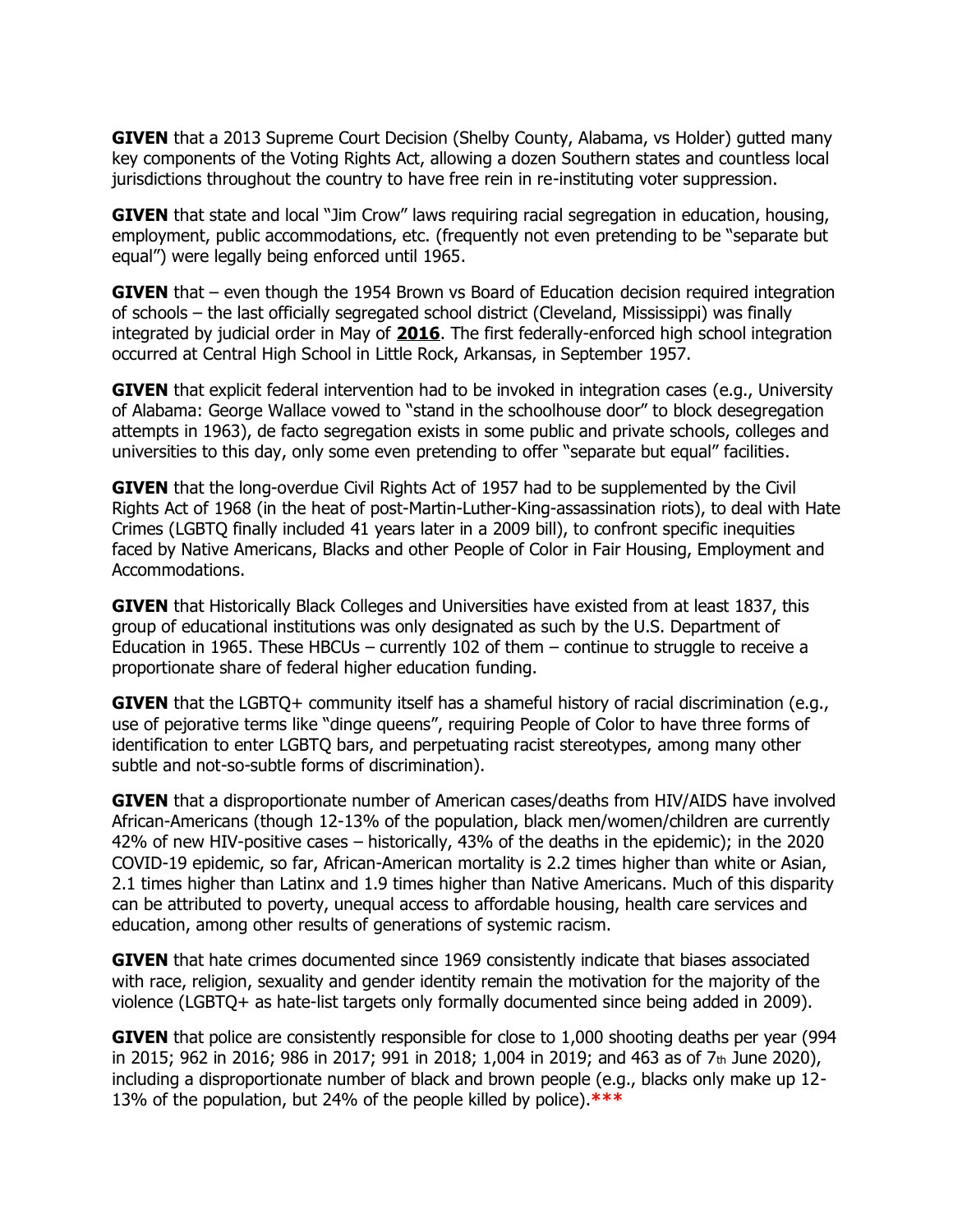**GIVEN** that a 2013 Supreme Court Decision (Shelby County, Alabama, vs Holder) gutted many key components of the Voting Rights Act, allowing a dozen Southern states and countless local jurisdictions throughout the country to have free rein in re-instituting voter suppression.

**GIVEN** that state and local "Jim Crow" laws requiring racial segregation in education, housing, employment, public accommodations, etc. (frequently not even pretending to be "separate but equal") were legally being enforced until 1965.

**GIVEN** that – even though the 1954 Brown vs Board of Education decision required integration of schools – the last officially segregated school district (Cleveland, Mississippi) was finally integrated by judicial order in May of **2016**. The first federally-enforced high school integration occurred at Central High School in Little Rock, Arkansas, in September 1957.

**GIVEN** that explicit federal intervention had to be invoked in integration cases (e.g., University of Alabama: George Wallace vowed to "stand in the schoolhouse door" to block desegregation attempts in 1963), de facto segregation exists in some public and private schools, colleges and universities to this day, only some even pretending to offer "separate but equal" facilities.

**GIVEN** that the long-overdue Civil Rights Act of 1957 had to be supplemented by the Civil Rights Act of 1968 (in the heat of post-Martin-Luther-King-assassination riots), to deal with Hate Crimes (LGBTQ finally included 41 years later in a 2009 bill), to confront specific inequities faced by Native Americans, Blacks and other People of Color in Fair Housing, Employment and Accommodations.

**GIVEN** that Historically Black Colleges and Universities have existed from at least 1837, this group of educational institutions was only designated as such by the U.S. Department of Education in 1965. These HBCUs – currently 102 of them – continue to struggle to receive a proportionate share of federal higher education funding.

**GIVEN** that the LGBTQ+ community itself has a shameful history of racial discrimination (e.g., use of pejorative terms like "dinge queens", requiring People of Color to have three forms of identification to enter LGBTQ bars, and perpetuating racist stereotypes, among many other subtle and not-so-subtle forms of discrimination).

**GIVEN** that a disproportionate number of American cases/deaths from HIV/AIDS have involved African-Americans (though 12-13% of the population, black men/women/children are currently 42% of new HIV-positive cases – historically, 43% of the deaths in the epidemic); in the 2020 COVID-19 epidemic, so far, African-American mortality is 2.2 times higher than white or Asian, 2.1 times higher than Latinx and 1.9 times higher than Native Americans. Much of this disparity can be attributed to poverty, unequal access to affordable housing, health care services and education, among other results of generations of systemic racism.

**GIVEN** that hate crimes documented since 1969 consistently indicate that biases associated with race, religion, sexuality and gender identity remain the motivation for the majority of the violence (LGBTQ+ as hate-list targets only formally documented since being added in 2009).

**GIVEN** that police are consistently responsible for close to 1,000 shooting deaths per year (994 in 2015; 962 in 2016; 986 in 2017; 991 in 2018; 1,004 in 2019; and 463 as of 7th June 2020), including a disproportionate number of black and brown people (e.g., blacks only make up 12-13% of the population, but 24% of the people killed by police).***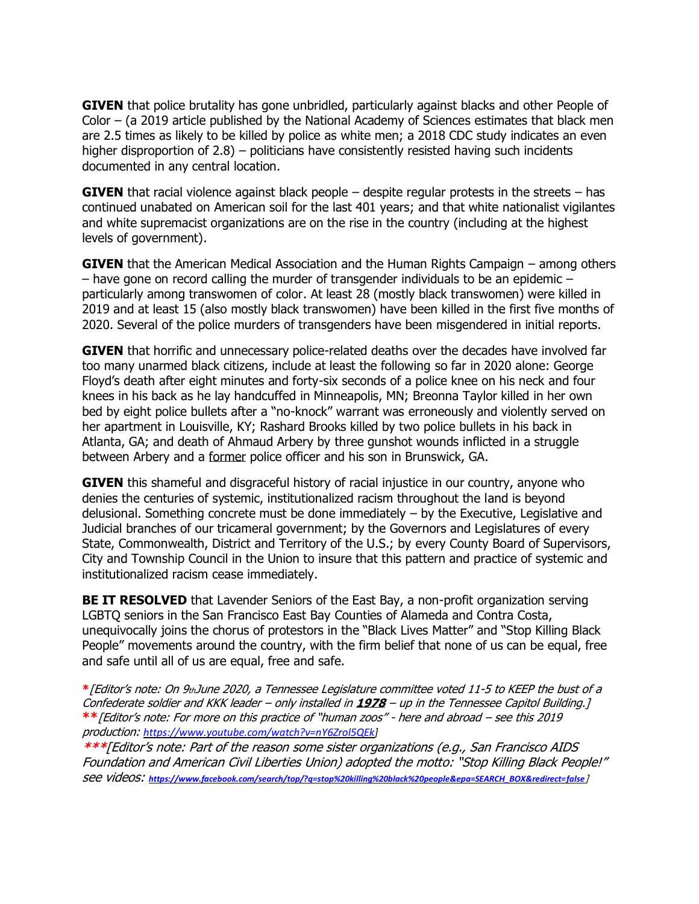**GIVEN** that police brutality has gone unbridled, particularly against blacks and other People of Color – (a 2019 article published by the National Academy of Sciences estimates that black men are 2.5 times as likely to be killed by police as white men; a 2018 CDC study indicates an even higher disproportion of 2.8) – politicians have consistently resisted having such incidents documented in any central location.

**GIVEN** that racial violence against black people – despite regular protests in the streets – has continued unabated on American soil for the last 401 years; and that white nationalist vigilantes and white supremacist organizations are on the rise in the country (including at the highest levels of government).

**GIVEN** that the American Medical Association and the Human Rights Campaign – among others – have gone on record calling the murder of transgender individuals to be an epidemic – particularly among transwomen of color. At least 28 (mostly black transwomen) were killed in 2019 and at least 15 (also mostly black transwomen) have been killed in the first five months of 2020. Several of the police murders of transgenders have been misgendered in initial reports.

**GIVEN** that horrific and unnecessary police-related deaths over the decades have involved far too many unarmed black citizens, include at least the following so far in 2020 alone: George Floyd's death after eight minutes and forty-six seconds of a police knee on his neck and four knees in his back as he lay handcuffed in Minneapolis, MN; Breonna Taylor killed in her own bed by eight police bullets after a "no-knock" warrant was erroneously and violently served on her apartment in Louisville, KY; Rashard Brooks killed by two police bullets in his back in Atlanta, GA; and death of Ahmaud Arbery by three gunshot wounds inflicted in a struggle between Arbery and a <u>former</u> police officer and his son in Brunswick, GA.

**GIVEN** this shameful and disgraceful history of racial injustice in our country, anyone who denies the centuries of systemic, institutionalized racism throughout the land is beyond delusional. Something concrete must be done immediately – by the Executive, Legislative and Judicial branches of our tricameral government; by the Governors and Legislatures of every State, Commonwealth, District and Territory of the U.S.; by every County Board of Supervisors, City and Township Council in the Union to insure that this pattern and practice of systemic and institutionalized racism cease immediately.

**BE IT RESOLVED** that Lavender Seniors of the East Bay, a non-profit organization serving LGBTQ seniors in the San Francisco East Bay Counties of Alameda and Contra Costa, unequivocally joins the chorus of protestors in the "Black Lives Matter" and "Stop Killing Black People" movements around the country, with the firm belief that none of us can be equal, free and safe until all of us are equal, free and safe.

***[Editor's note: On 9th June 2020, a Tennessee Legislature committee voted 11-5 to KEEP the bust of a Confederate soldier and KKK leader – only installed in __1978__ – up in the Tennessee Capitol Building.]***

****[Editor's note: For more on this practice of "human zoos" - here and abroad – see this 2019 production: https://www.youtube.com/watch?v=nY6Zrol5QEk]***

*****[Editor's note: Part of the reason some sister organizations (e.g., San Francisco AIDS Foundation and American Civil Liberties Union) adopted the motto: "Stop Killing Black People!" see videos: https://www.facebook.com/search/top/?q=stop%20killing%20black%20people&epa=SEARCH_BOX&redirect=false]***